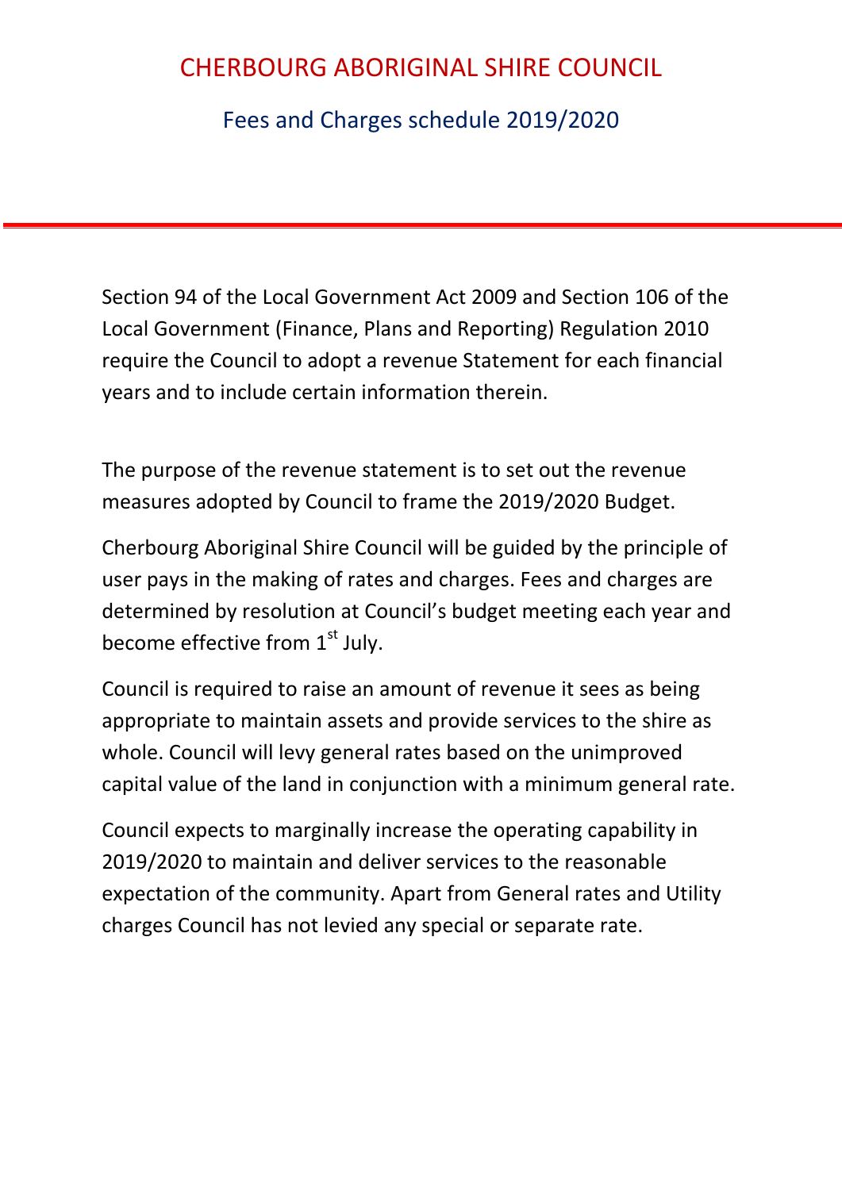# CHERBOURG ABORIGINAL SHIRE COUNCIL

## Fees and Charges schedule 2019/2020

Section 94 of the Local Government Act 2009 and Section 106 of the Local Government (Finance, Plans and Reporting) Regulation 2010 require the Council to adopt a revenue Statement for each financial years and to include certain information therein.

The purpose of the revenue statement is to set out the revenue measures adopted by Council to frame the 2019/2020 Budget.

Cherbourg Aboriginal Shire Council will be guided by the principle of user pays in the making of rates and charges. Fees and charges are determined by resolution at Council's budget meeting each year and become effective from 1st July.

Council is required to raise an amount of revenue it sees as being appropriate to maintain assets and provide services to the shire as whole. Council will levy general rates based on the unimproved capital value of the land in conjunction with a minimum general rate.

Council expects to marginally increase the operating capability in 2019/2020 to maintain and deliver services to the reasonable expectation of the community. Apart from General rates and Utility charges Council has not levied any special or separate rate.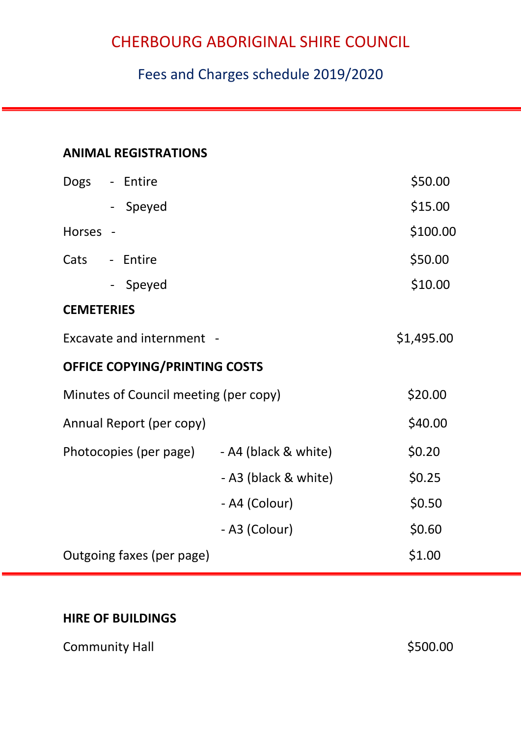# CHERBOURG ABORIGINAL SHIRE COUNCIL

## Fees and Charges schedule 2019/2020

---

**ANIMAL REGISTRATIONS**

| | | |
|---|---|---|
| Dogs | - Entire | $50.00 |
| | - Speyed | $15.00 |
| Horses | - | $100.00 |
| Cats | - Entire | $50.00 |
| | - Speyed | $10.00 |

**CEMETERIES**

| | | |
|---|---|---|
| Excavate and internment | - | $1,495.00 |

**OFFICE COPYING/PRINTING COSTS**

| | | |
|---|---|---|
| Minutes of Council meeting (per copy) | | $20.00 |
| Annual Report (per copy) | | $40.00 |
| Photocopies (per page) | - A4 (black & white) | $0.20 |
| | - A3 (black & white) | $0.25 |
| | - A4 (Colour) | $0.50 |
| | - A3 (Colour) | $0.60 |
| Outgoing faxes (per page) | | $1.00 |

---

**HIRE OF BUILDINGS**

| | |
|---|---|
| Community Hall | $500.00 |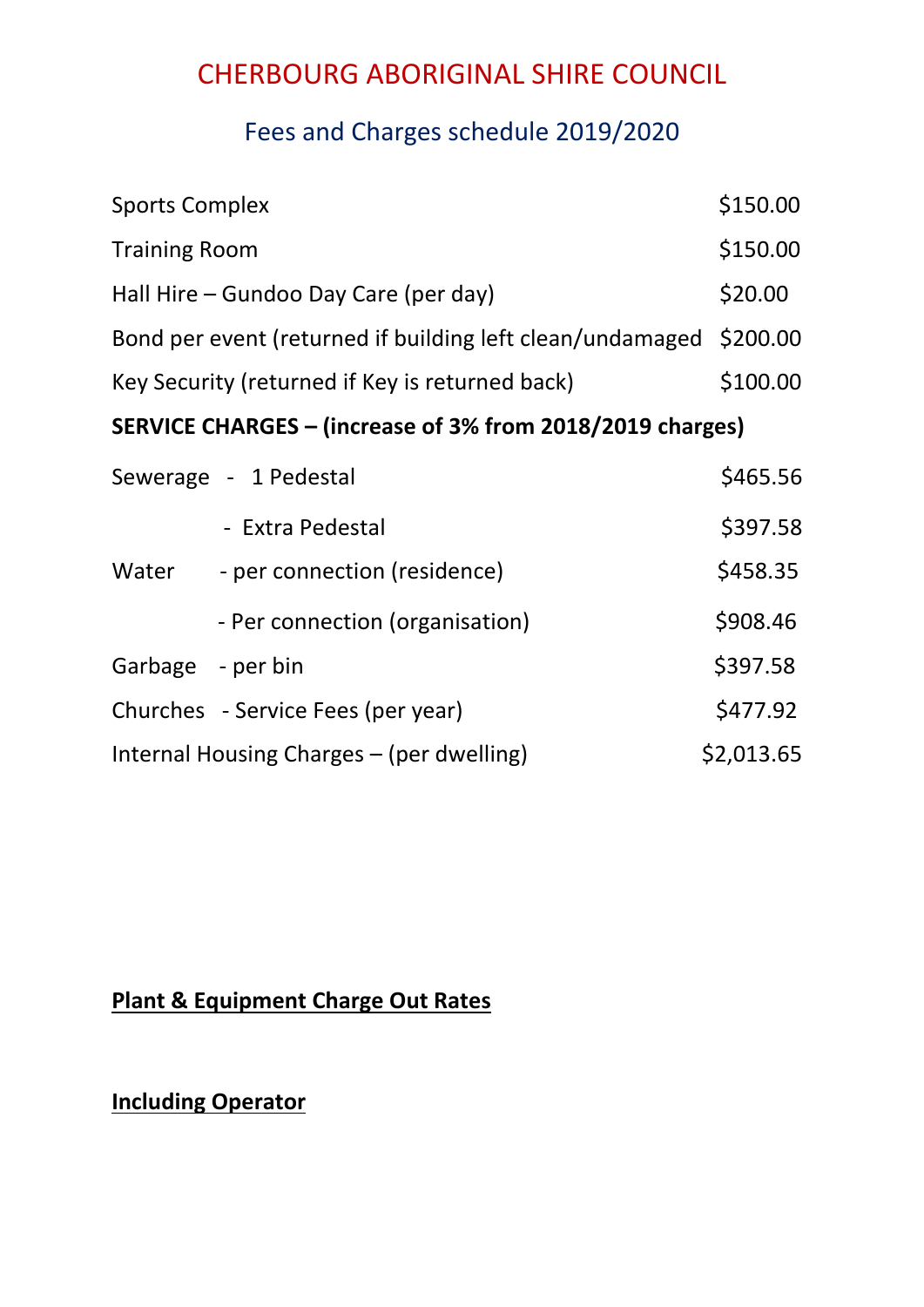# CHERBOURG ABORIGINAL SHIRE COUNCIL

## Fees and Charges schedule 2019/2020

| | |
|---|---|
| Sports Complex | $150.00 |
| Training Room | $150.00 |
| Hall Hire – Gundoo Day Care (per day) | $20.00 |
| Bond per event (returned if building left clean/undamaged | $200.00 |
| Key Security (returned if Key is returned back) | $100.00 |

**SERVICE CHARGES – (increase of 3% from 2018/2019 charges)**

| | | |
|---|---|---|
| Sewerage | - 1 Pedestal | $465.56 |
| | - Extra Pedestal | $397.58 |
| Water | - per connection (residence) | $458.35 |
| | - Per connection (organisation) | $908.46 |
| Garbage | - per bin | $397.58 |
| Churches | - Service Fees (per year) | $477.92 |
| Internal Housing Charges – (per dwelling) | | $2,013.65 |

**<u>Plant & Equipment Charge Out Rates</u>**

**<u>Including Operator</u>**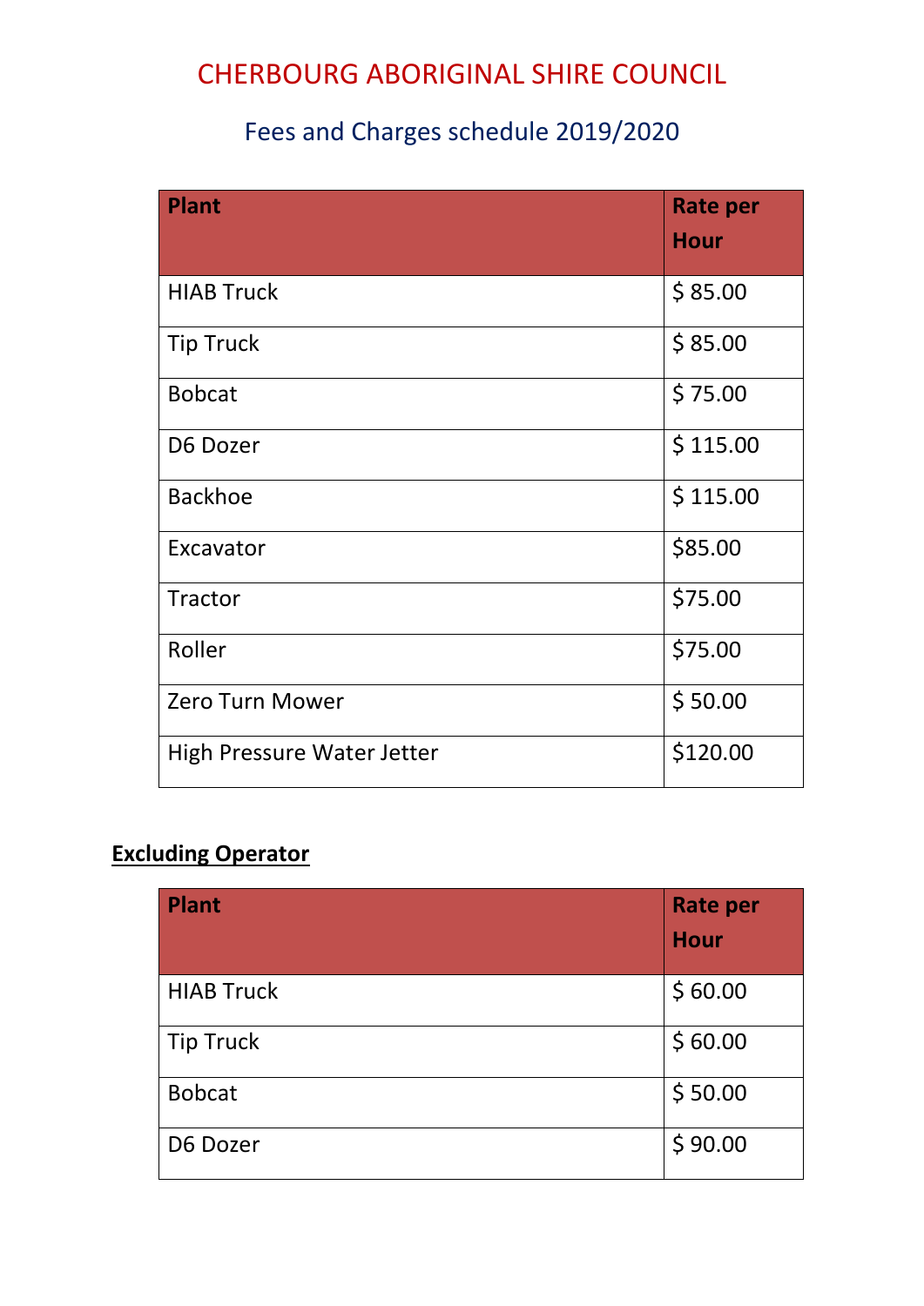# CHERBOURG ABORIGINAL SHIRE COUNCIL

## Fees and Charges schedule 2019/2020

| Plant | Rate per Hour |
|---|---|
| HIAB Truck | $ 85.00 |
| Tip Truck | $ 85.00 |
| Bobcat | $ 75.00 |
| D6 Dozer | $ 115.00 |
| Backhoe | $ 115.00 |
| Excavator | $85.00 |
| Tractor | $75.00 |
| Roller | $75.00 |
| Zero Turn Mower | $ 50.00 |
| High Pressure Water Jetter | $120.00 |

**Excluding Operator**

| Plant | Rate per Hour |
|---|---|
| HIAB Truck | $ 60.00 |
| Tip Truck | $ 60.00 |
| Bobcat | $ 50.00 |
| D6 Dozer | $ 90.00 |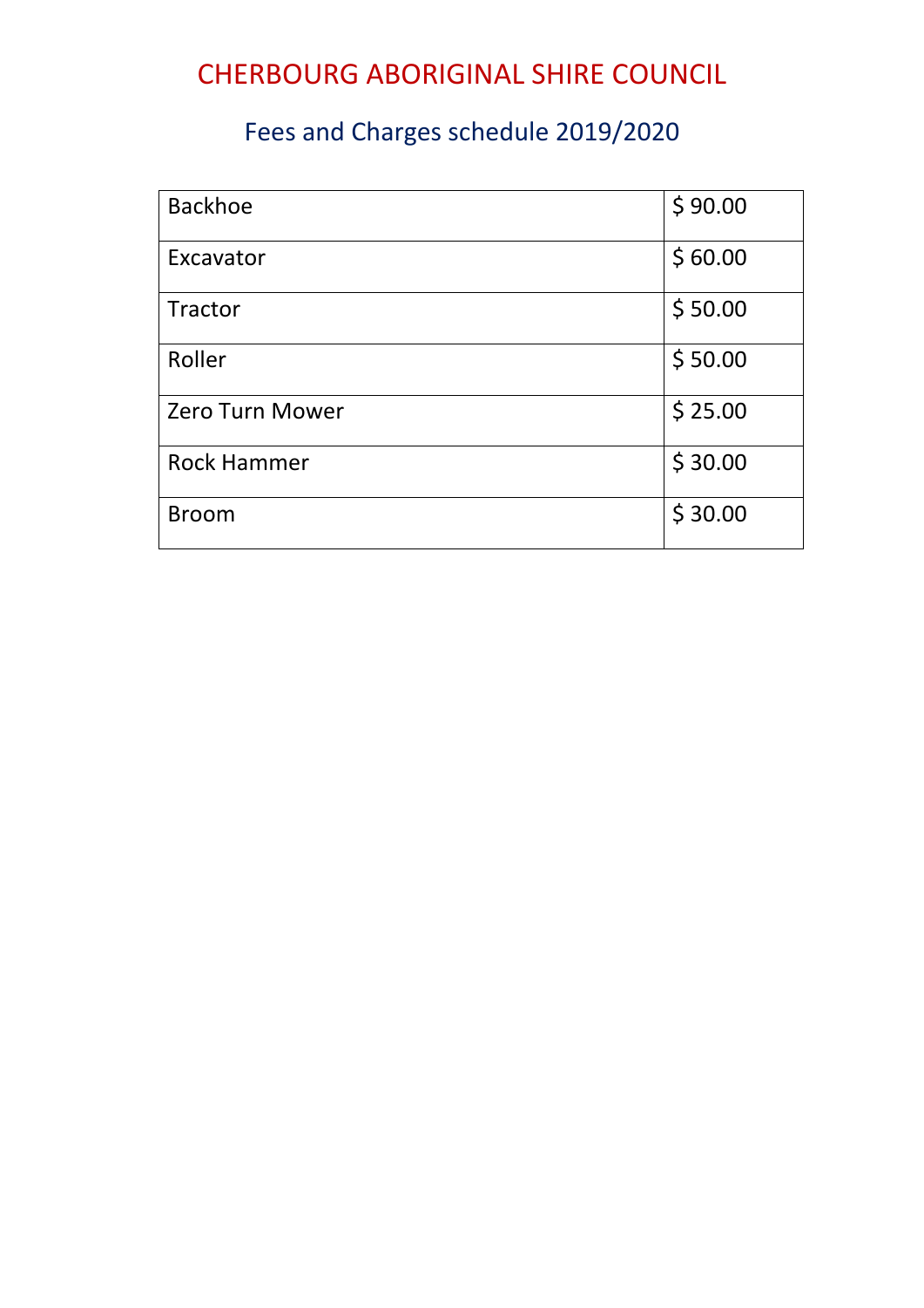# CHERBOURG ABORIGINAL SHIRE COUNCIL

## Fees and Charges schedule 2019/2020

| | |
|---|---|
| Backhoe | $ 90.00 |
| Excavator | $ 60.00 |
| Tractor | $ 50.00 |
| Roller | $ 50.00 |
| Zero Turn Mower | $ 25.00 |
| Rock Hammer | $ 30.00 |
| Broom | $ 30.00 |